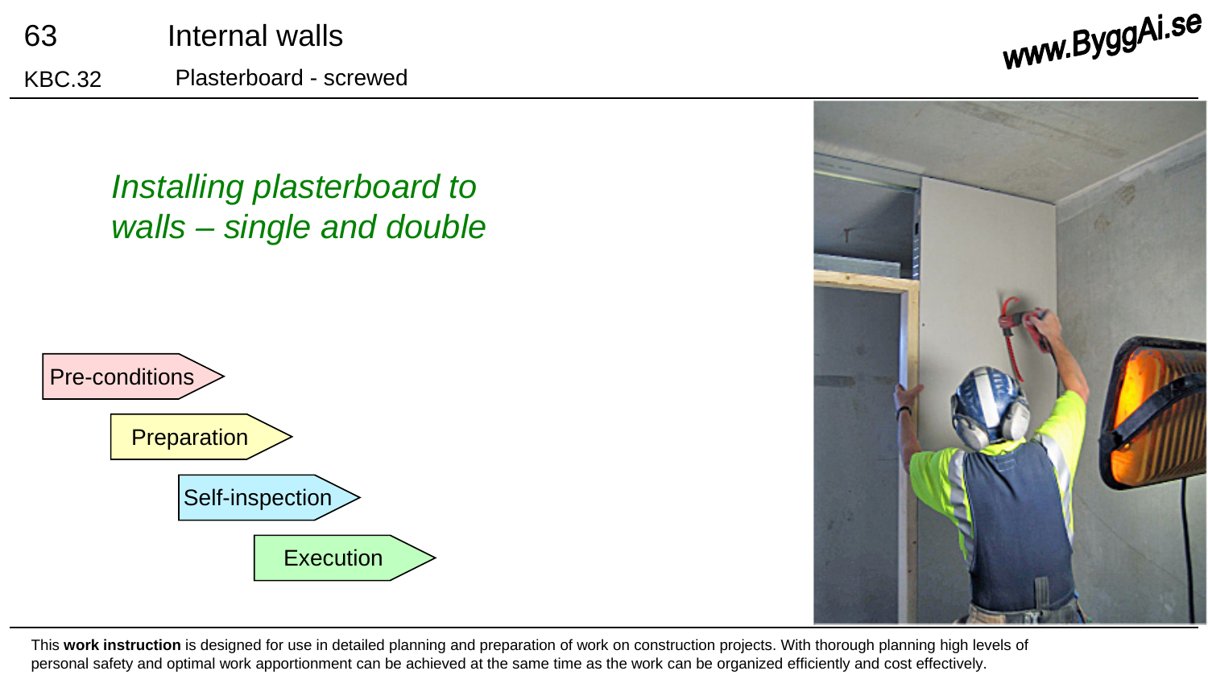63 Internal walls

KBC.32 Plasterboard - screwed

# *Installing plasterboard to walls – single and double*

- Pre-conditions
- Preparation
- Self-inspection
- Execution

This **work instruction** is designed for use in detailed planning and preparation of work on construction projects. With thorough planning high levels of personal safety and optimal work apportionment can be achieved at the same time as the work can be organized efficiently and cost effectively.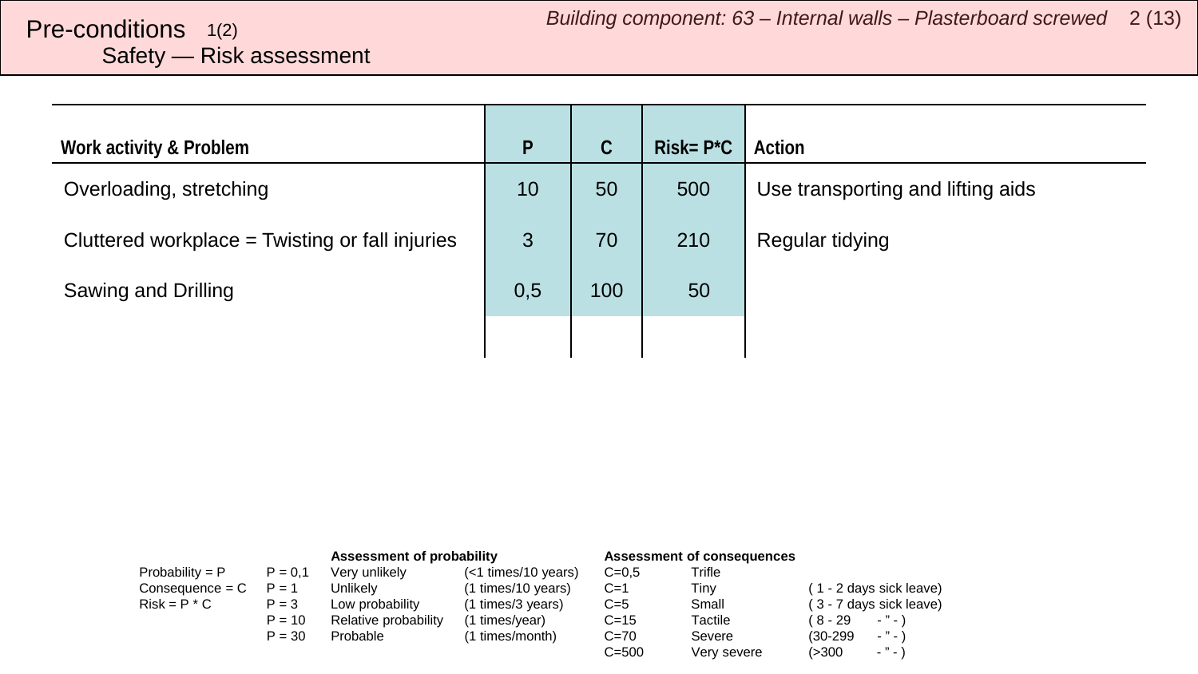# Pre-conditions 1(2)

## Safety — Risk assessment

| Work activity & Problem | P | C | Risk= P*C | Action |
|---|---|---|---|---|
| Overloading, stretching | 10 | 50 | 500 | Use transporting and lifting aids |
| Cluttered workplace = Twisting or fall injuries | 3 | 70 | 210 | Regular tidying |
| Sawing and Drilling | 0,5 | 100 | 50 | |
| | | | | |

| | | **Assessment of probability** | | **Assessment of consequences** | | |
|---|---|---|---|---|---|---|
| Probability = P | P = 0,1 | Very unlikely | (<1 times/10 years) | C=0,5 | Trifle | |
| Consequence = C | P = 1 | Unlikely | (1 times/10 years) | C=1 | Tiny | ( 1 - 2 days sick leave) |
| Risk = P * C | P = 3 | Low probability | (1 times/3 years) | C=5 | Small | ( 3 - 7 days sick leave) |
| | P = 10 | Relative probability | (1 times/year) | C=15 | Tactile | ( 8 - 29 - ” - ) |
| | P = 30 | Probable | (1 times/month) | C=70 | Severe | (30-299 - ” - ) |
| | | | | C=500 | Very severe | (>300 - ” - ) |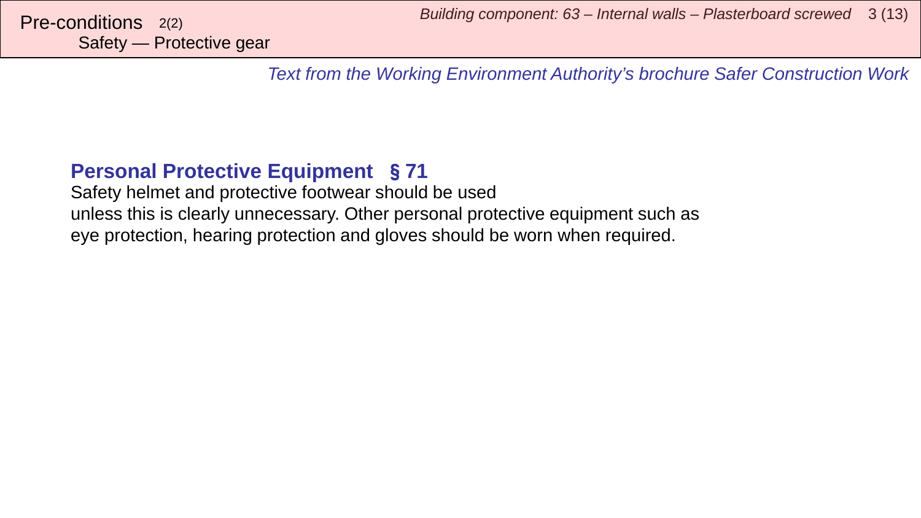## Pre-conditions 2(2)
### Safety — Protective gear

*Text from the Working Environment Authority's brochure Safer Construction Work*

**Personal Protective Equipment § 71**

Safety helmet and protective footwear should be used unless this is clearly unnecessary. Other personal protective equipment such as eye protection, hearing protection and gloves should be worn when required.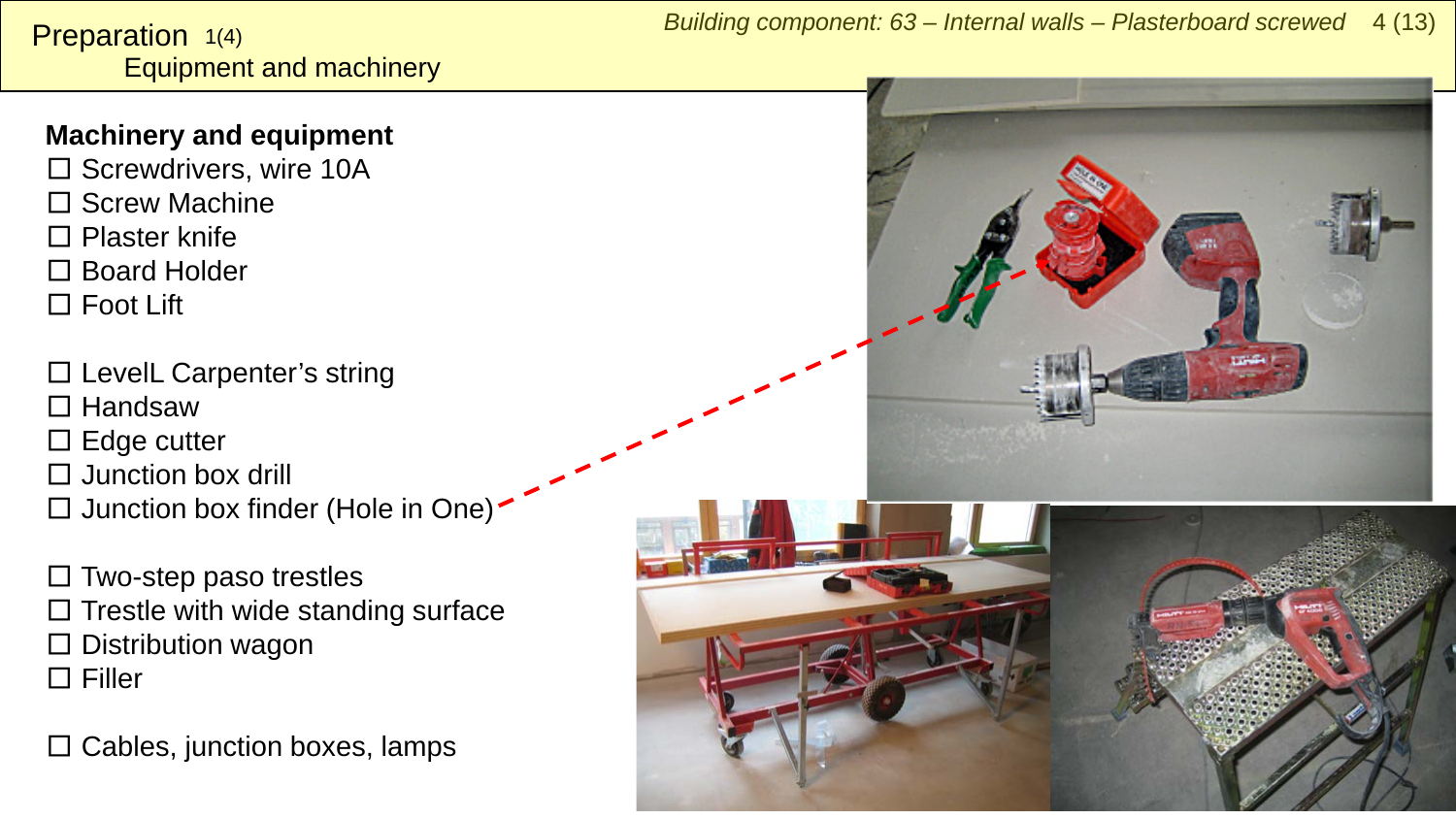# Preparation 1(4)

## Equipment and machinery

**Machinery and equipment**

☐ Screwdrivers, wire 10A
☐ Screw Machine
☐ Plaster knife
☐ Board Holder
☐ Foot Lift

☐ LevelL Carpenter's string
☐ Handsaw
☐ Edge cutter
☐ Junction box drill
☐ Junction box finder (Hole in One)

☐ Two-step paso trestles
☐ Trestle with wide standing surface
☐ Distribution wagon
☐ Filler

☐ Cables, junction boxes, lamps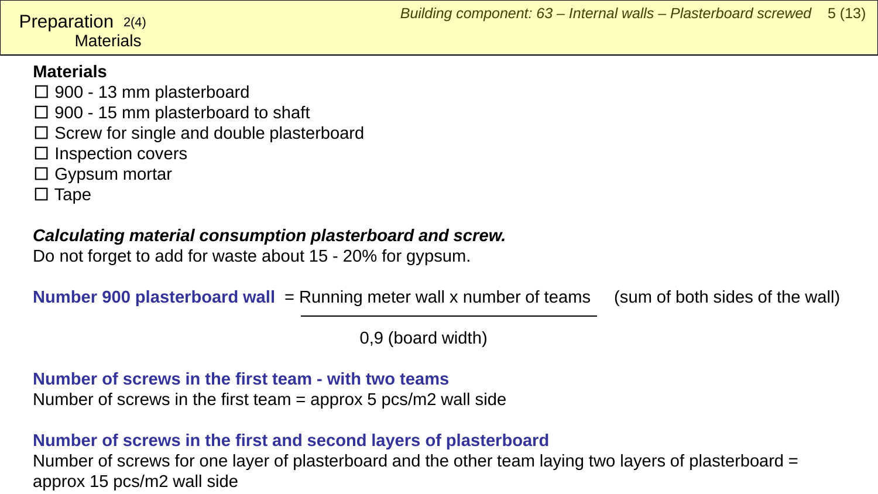## Preparation 2(4) Materials

**Materials**

- ☐ 900 - 13 mm plasterboard
- ☐ 900 - 15 mm plasterboard to shaft
- ☐ Screw for single and double plasterboard
- ☐ Inspection covers
- ☐ Gypsum mortar
- ☐ Tape

***Calculating material consumption plasterboard and screw.***

Do not forget to add for waste about 15 - 20% for gypsum.

**Number 900 plasterboard wall** = Running meter wall x number of teams (sum of both sides of the wall) / 0,9 (board width)

$$\text{Number 900 plasterboard wall} = \frac{\text{Running meter wall} \times \text{number of teams}}{0{,}9 \text{ (board width)}} \quad \text{(sum of both sides of the wall)}$$

**Number of screws in the first team - with two teams**

Number of screws in the first team = approx 5 pcs/m2 wall side

**Number of screws in the first and second layers of plasterboard**

Number of screws for one layer of plasterboard and the other team laying two layers of plasterboard = approx 15 pcs/m2 wall side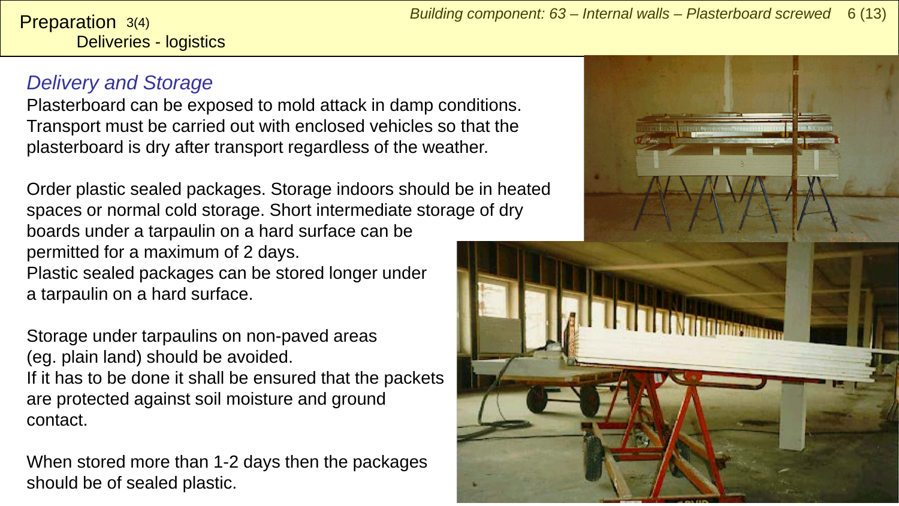# Preparation 3(4)
## Deliveries - logistics

### *Delivery and Storage*

Plasterboard can be exposed to mold attack in damp conditions. Transport must be carried out with enclosed vehicles so that the plasterboard is dry after transport regardless of the weather.

Order plastic sealed packages. Storage indoors should be in heated spaces or normal cold storage. Short intermediate storage of dry boards under a tarpaulin on a hard surface can be permitted for a maximum of 2 days.
Plastic sealed packages can be stored longer under a tarpaulin on a hard surface.

Storage under tarpaulins on non-paved areas (eg. plain land) should be avoided.
If it has to be done it shall be ensured that the packets are protected against soil moisture and ground contact.

When stored more than 1-2 days then the packages should be of sealed plastic.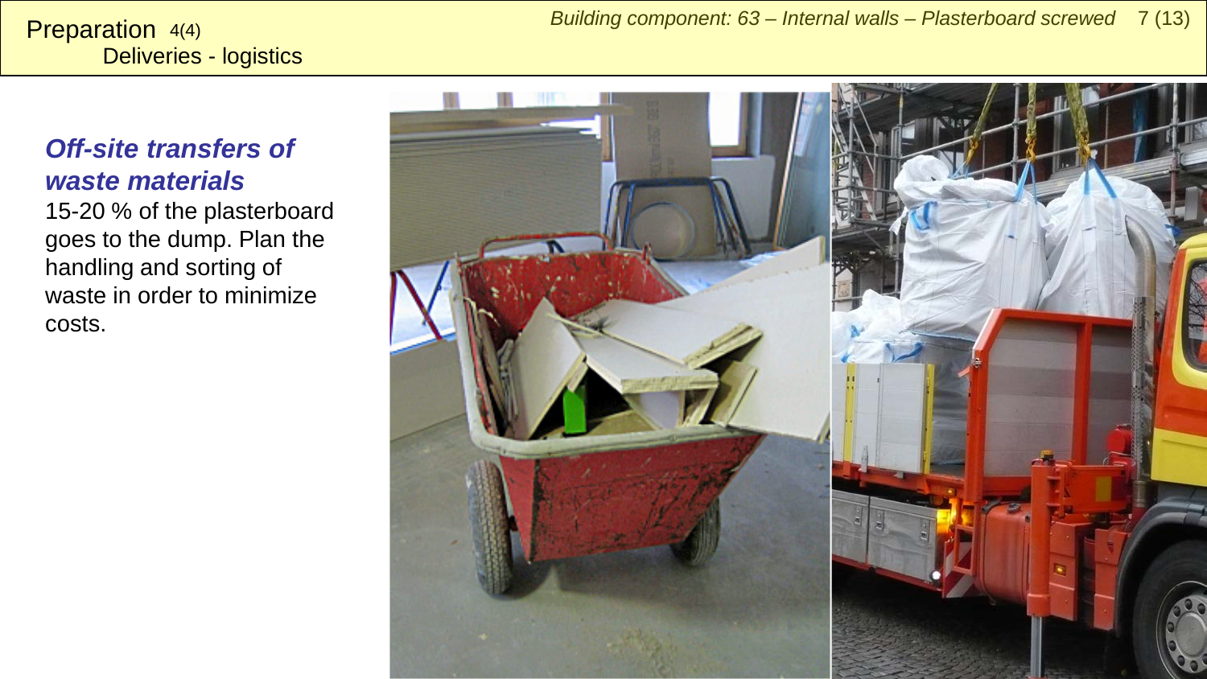Preparation 4(4)
Deliveries - logistics

### *Off-site transfers of waste materials*

15-20 % of the plasterboard goes to the dump. Plan the handling and sorting of waste in order to minimize costs.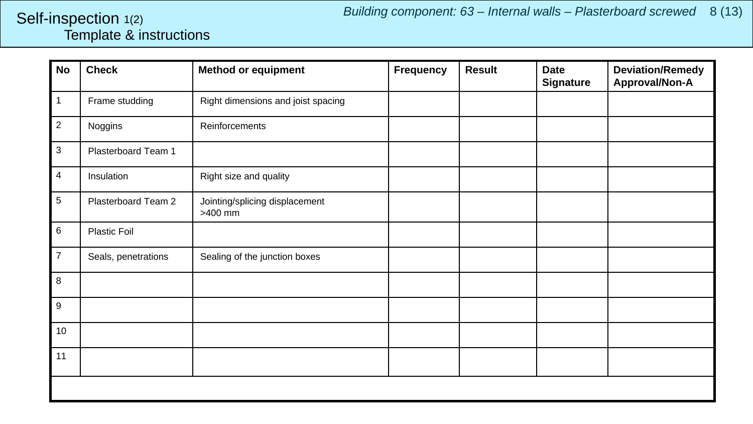# Self-inspection 1(2)

## Template & instructions

*Building component: 63 – Internal walls – Plasterboard screwed*

| No | Check | Method or equipment | Frequency | Result | Date Signature | Deviation/Remedy Approval/Non-A |
|---|---|---|---|---|---|---|
| 1 | Frame studding | Right dimensions and joist spacing | | | | |
| 2 | Noggins | Reinforcements | | | | |
| 3 | Plasterboard Team 1 | | | | | |
| 4 | Insulation | Right size and quality | | | | |
| 5 | Plasterboard Team 2 | Jointing/splicing displacement >400 mm | | | | |
| 6 | Plastic Foil | | | | | |
| 7 | Seals, penetrations | Sealing of the junction boxes | | | | |
| 8 | | | | | | |
| 9 | | | | | | |
| 10 | | | | | | |
| 11 | | | | | | |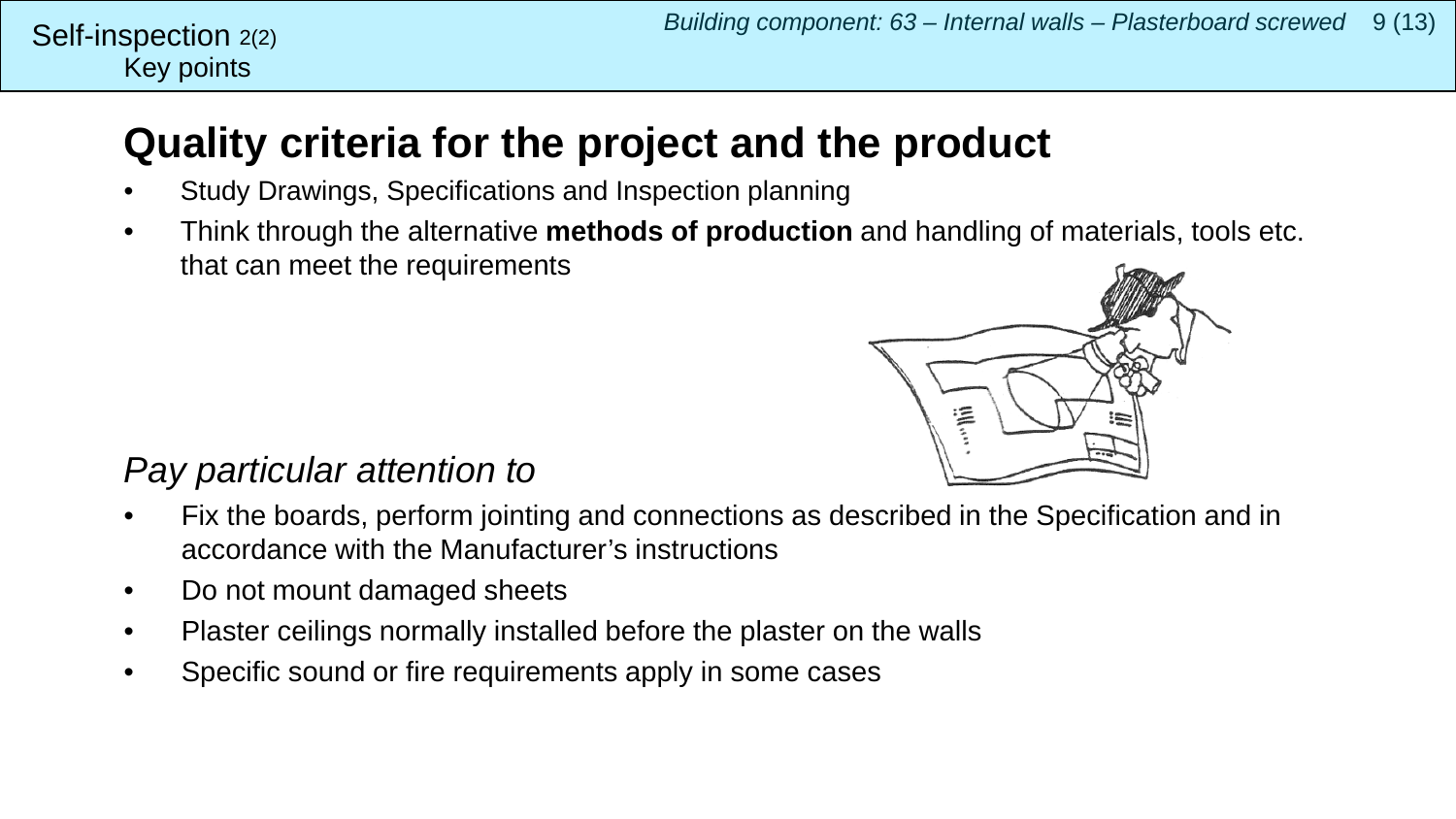Self-inspection 2(2)
Key points

# Quality criteria for the project and the product

- Study Drawings, Specifications and Inspection planning
- Think through the alternative **methods of production** and handling of materials, tools etc. that can meet the requirements

*Pay particular attention to*

- Fix the boards, perform jointing and connections as described in the Specification and in accordance with the Manufacturer's instructions
- Do not mount damaged sheets
- Plaster ceilings normally installed before the plaster on the walls
- Specific sound or fire requirements apply in some cases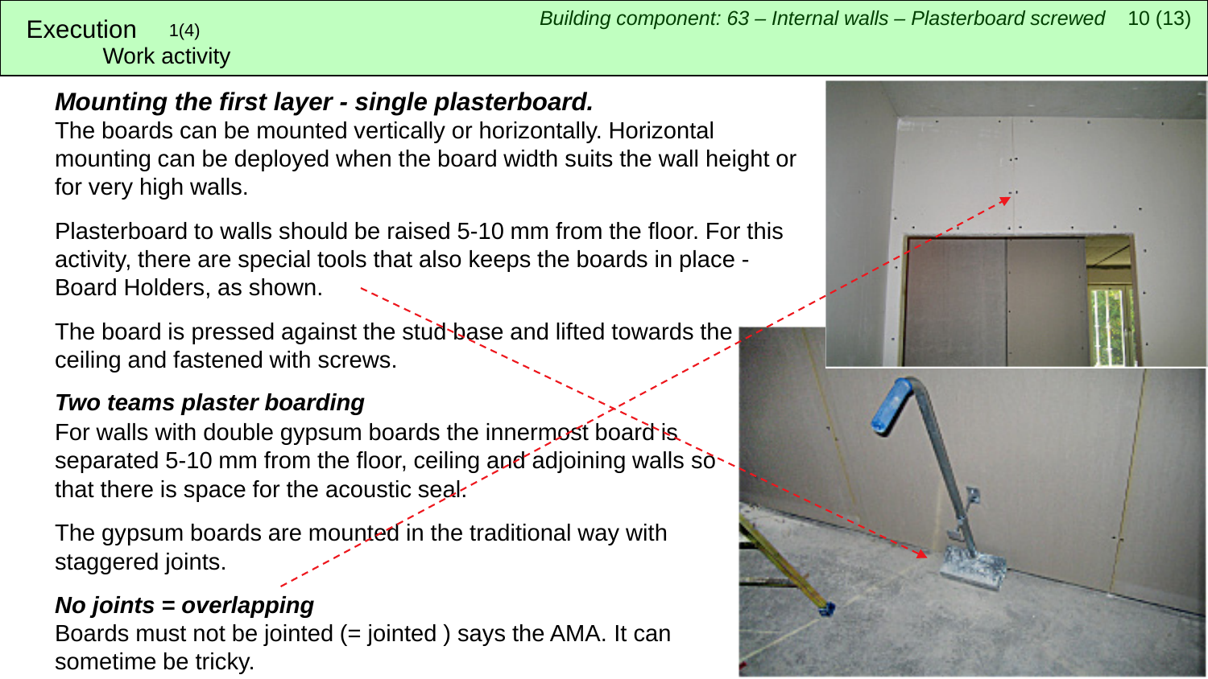# Execution 1(4)

Work activity

Building component: 63 – Internal walls – Plasterboard screwed

### *Mounting the first layer - single plasterboard.*

The boards can be mounted vertically or horizontally. Horizontal mounting can be deployed when the board width suits the wall height or for very high walls.

Plasterboard to walls should be raised 5-10 mm from the floor. For this activity, there are special tools that also keeps the boards in place - Board Holders, as shown.

The board is pressed against the stud base and lifted towards the ceiling and fastened with screws.

### *Two teams plaster boarding*

For walls with double gypsum boards the innermost board is separated 5-10 mm from the floor, ceiling and adjoining walls so that there is space for the acoustic seal.

The gypsum boards are mounted in the traditional way with staggered joints.

### *No joints = overlapping*

Boards must not be jointed (= jointed ) says the AMA. It can sometime be tricky.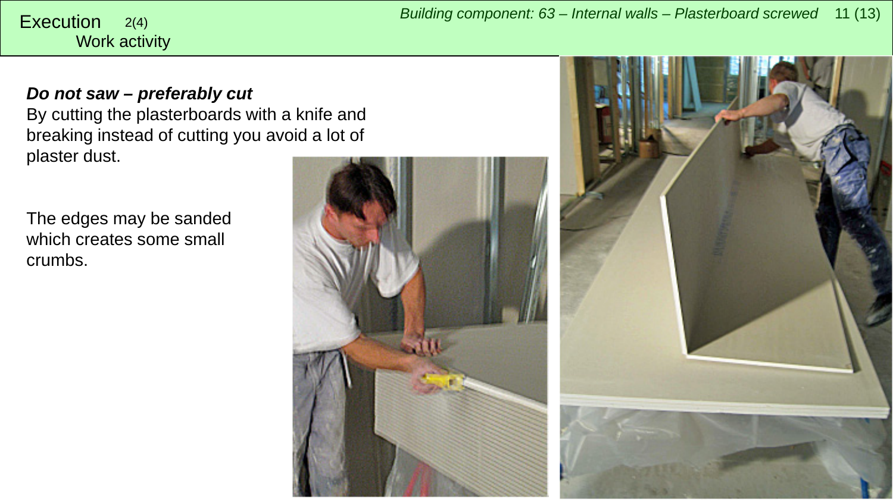# Execution 2(4)

## Work activity

***Do not saw – preferably cut***

By cutting the plasterboards with a knife and breaking instead of cutting you avoid a lot of plaster dust.

The edges may be sanded which creates some small crumbs.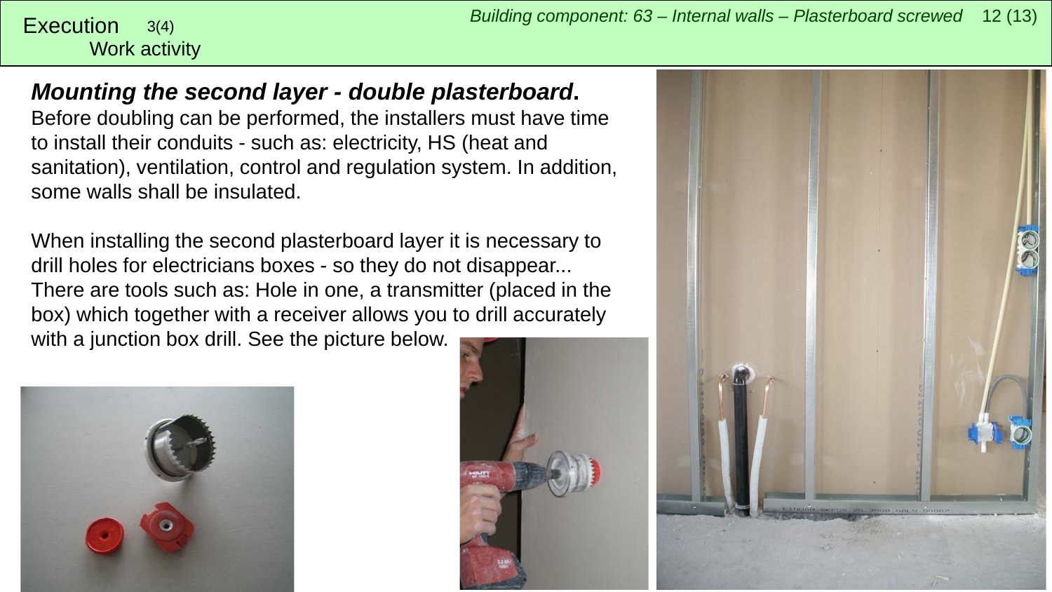Execution 3(4)
Work activity

### *Mounting the second layer - double plasterboard*.

Before doubling can be performed, the installers must have time to install their conduits - such as: electricity, HS (heat and sanitation), ventilation, control and regulation system. In addition, some walls shall be insulated.

When installing the second plasterboard layer it is necessary to drill holes for electricians boxes - so they do not disappear... There are tools such as: Hole in one, a transmitter (placed in the box) which together with a receiver allows you to drill accurately with a junction box drill. See the picture below.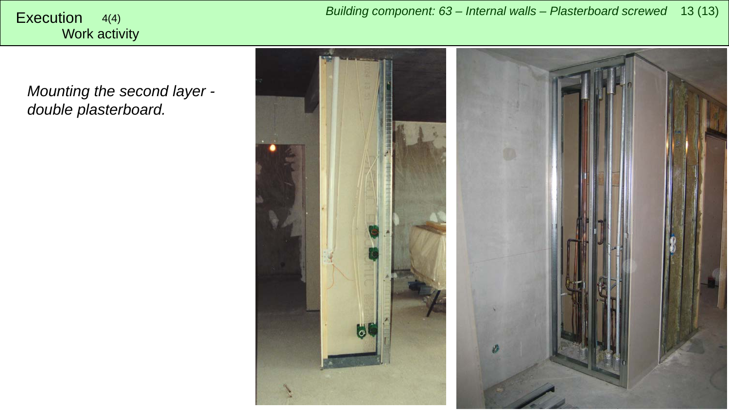Execution 4(4)
Work activity

*Mounting the second layer - double plasterboard.*